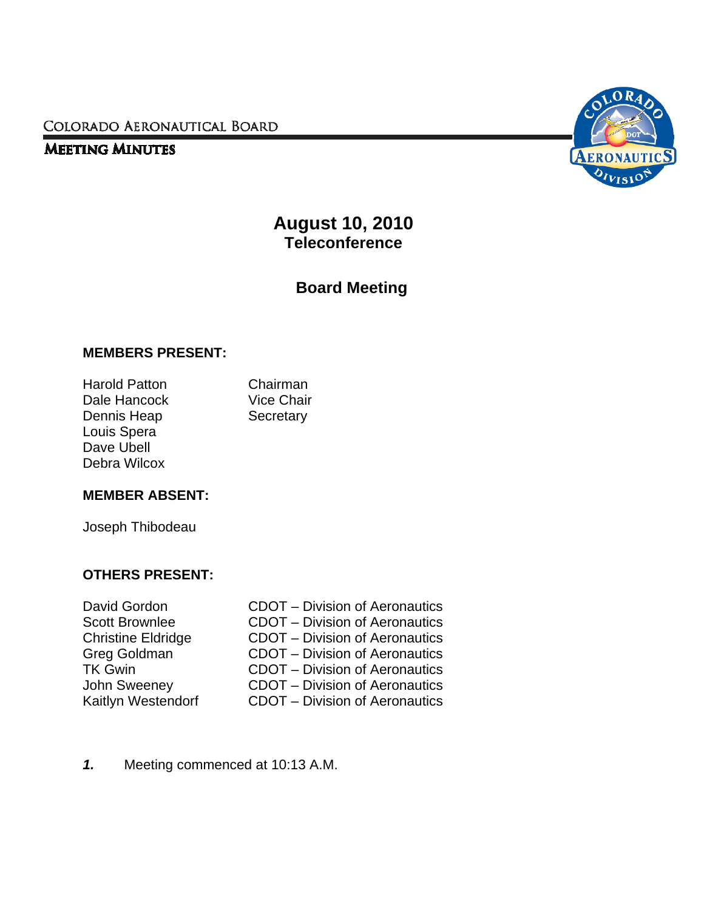COLORADO AERONAUTICAL BOARD

**MEETING MINUTES**

# August 10, 2010
## Teleconference

## Board Meeting

**MEMBERS PRESENT:**

| | |
|---|---|
| Harold Patton | Chairman |
| Dale Hancock | Vice Chair |
| Dennis Heap | Secretary |
| Louis Spera | |
| Dave Ubell | |
| Debra Wilcox | |

**MEMBER ABSENT:**

Joseph Thibodeau

**OTHERS PRESENT:**

| | |
|---|---|
| David Gordon | CDOT – Division of Aeronautics |
| Scott Brownlee | CDOT – Division of Aeronautics |
| Christine Eldridge | CDOT – Division of Aeronautics |
| Greg Goldman | CDOT – Division of Aeronautics |
| TK Gwin | CDOT – Division of Aeronautics |
| John Sweeney | CDOT – Division of Aeronautics |
| Kaitlyn Westendorf | CDOT – Division of Aeronautics |

***1.*** Meeting commenced at 10:13 A.M.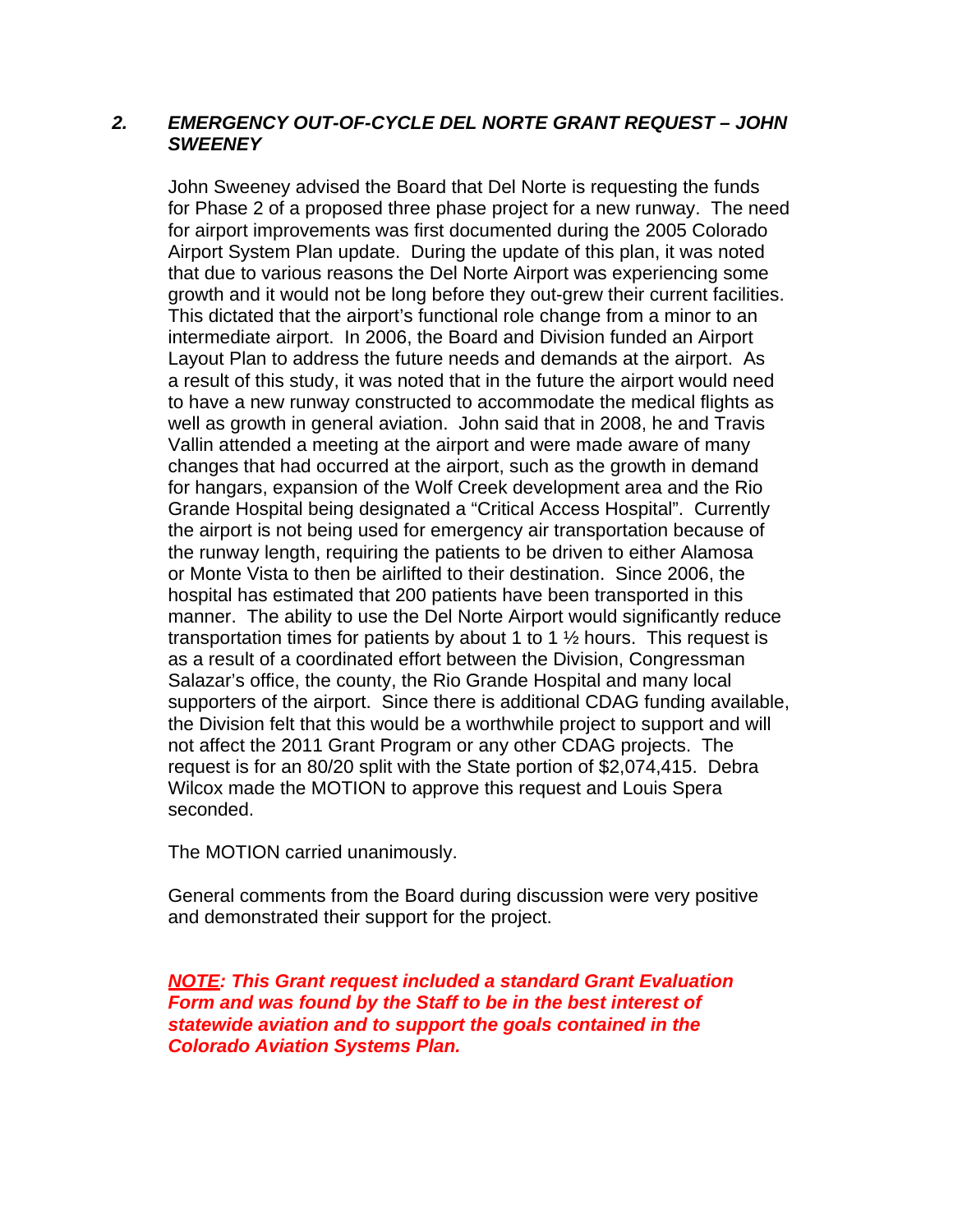### *2. EMERGENCY OUT-OF-CYCLE DEL NORTE GRANT REQUEST – JOHN SWEENEY*

John Sweeney advised the Board that Del Norte is requesting the funds for Phase 2 of a proposed three phase project for a new runway. The need for airport improvements was first documented during the 2005 Colorado Airport System Plan update. During the update of this plan, it was noted that due to various reasons the Del Norte Airport was experiencing some growth and it would not be long before they out-grew their current facilities. This dictated that the airport's functional role change from a minor to an intermediate airport. In 2006, the Board and Division funded an Airport Layout Plan to address the future needs and demands at the airport. As a result of this study, it was noted that in the future the airport would need to have a new runway constructed to accommodate the medical flights as well as growth in general aviation. John said that in 2008, he and Travis Vallin attended a meeting at the airport and were made aware of many changes that had occurred at the airport, such as the growth in demand for hangars, expansion of the Wolf Creek development area and the Rio Grande Hospital being designated a "Critical Access Hospital". Currently the airport is not being used for emergency air transportation because of the runway length, requiring the patients to be driven to either Alamosa or Monte Vista to then be airlifted to their destination. Since 2006, the hospital has estimated that 200 patients have been transported in this manner. The ability to use the Del Norte Airport would significantly reduce transportation times for patients by about 1 to 1 ½ hours. This request is as a result of a coordinated effort between the Division, Congressman Salazar's office, the county, the Rio Grande Hospital and many local supporters of the airport. Since there is additional CDAG funding available, the Division felt that this would be a worthwhile project to support and will not affect the 2011 Grant Program or any other CDAG projects. The request is for an 80/20 split with the State portion of $2,074,415. Debra Wilcox made the MOTION to approve this request and Louis Spera seconded.

The MOTION carried unanimously.

General comments from the Board during discussion were very positive and demonstrated their support for the project.

***NOTE**: This Grant request included a standard Grant Evaluation Form and was found by the Staff to be in the best interest of statewide aviation and to support the goals contained in the Colorado Aviation Systems Plan.*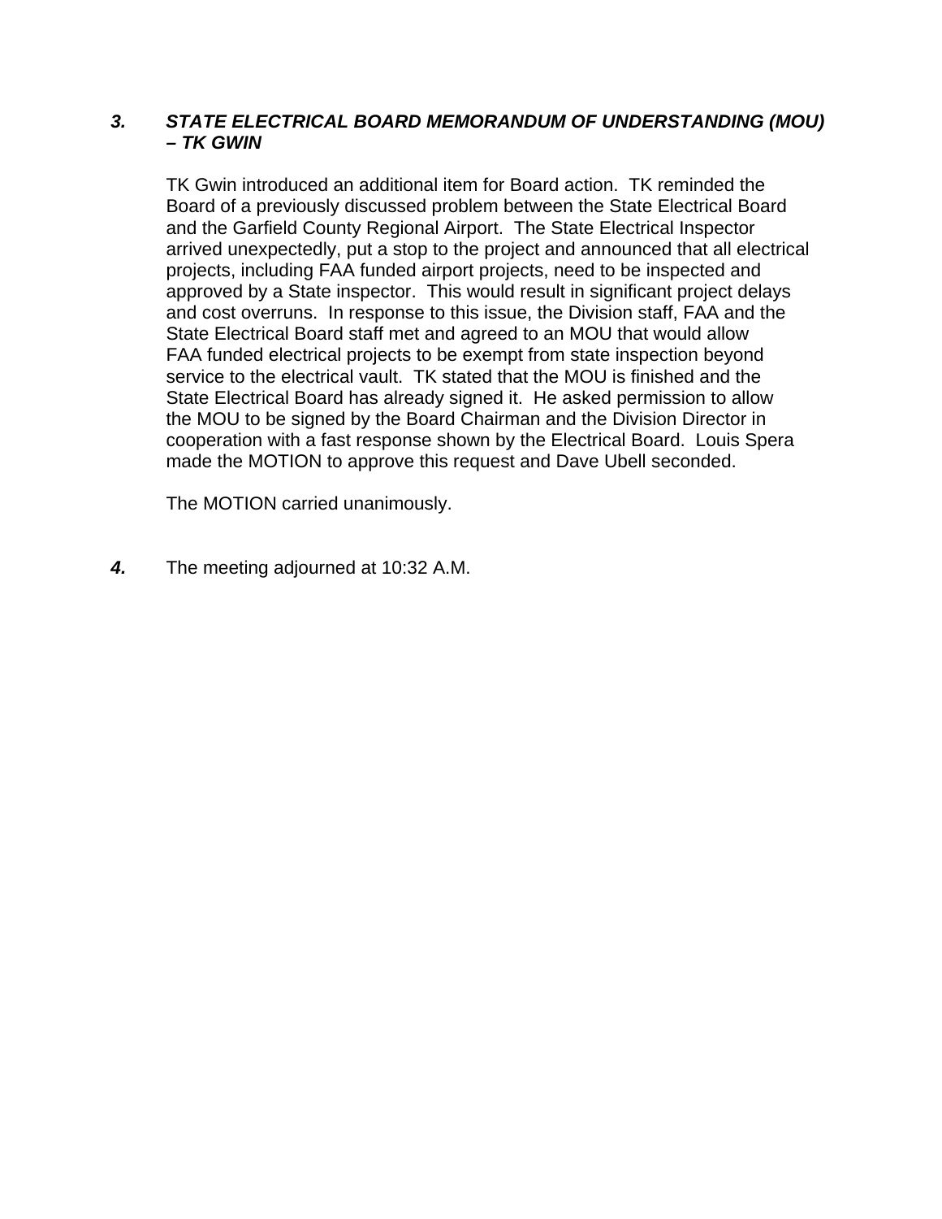### *3. STATE ELECTRICAL BOARD MEMORANDUM OF UNDERSTANDING (MOU) – TK GWIN*

TK Gwin introduced an additional item for Board action. TK reminded the Board of a previously discussed problem between the State Electrical Board and the Garfield County Regional Airport. The State Electrical Inspector arrived unexpectedly, put a stop to the project and announced that all electrical projects, including FAA funded airport projects, need to be inspected and approved by a State inspector. This would result in significant project delays and cost overruns. In response to this issue, the Division staff, FAA and the State Electrical Board staff met and agreed to an MOU that would allow FAA funded electrical projects to be exempt from state inspection beyond service to the electrical vault. TK stated that the MOU is finished and the State Electrical Board has already signed it. He asked permission to allow the MOU to be signed by the Board Chairman and the Division Director in cooperation with a fast response shown by the Electrical Board. Louis Spera made the MOTION to approve this request and Dave Ubell seconded.

The MOTION carried unanimously.

***4.*** The meeting adjourned at 10:32 A.M.